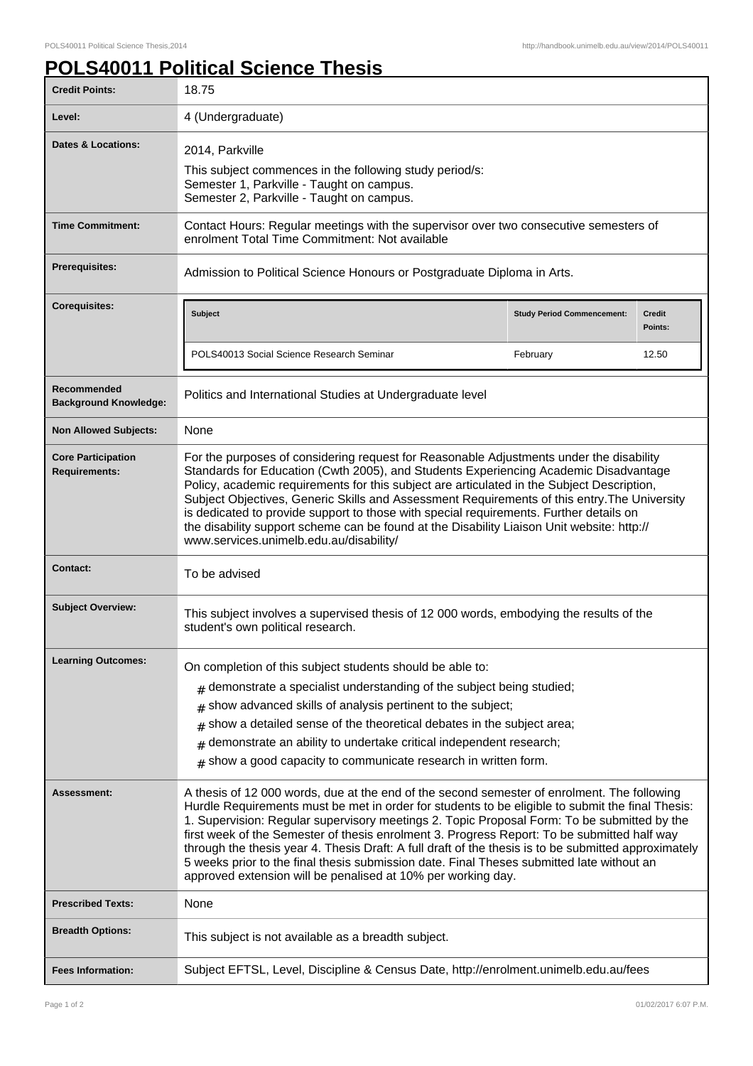# POLS40011 Political Science Thesis

| | |
|---|---|
| **Credit Points:** | 18.75 |
| **Level:** | 4 (Undergraduate) |
| **Dates & Locations:** | 2014, Parkville<br>This subject commences in the following study period/s:<br>Semester 1, Parkville - Taught on campus.<br>Semester 2, Parkville - Taught on campus. |
| **Time Commitment:** | Contact Hours: Regular meetings with the supervisor over two consecutive semesters of enrolment Total Time Commitment: Not available |
| **Prerequisites:** | Admission to Political Science Honours or Postgraduate Diploma in Arts. |
| **Corequisites:** | **Subject** / **Study Period Commencement:** / **Credit Points:**<br>POLS40013 Social Science Research Seminar / February / 12.50 |
| **Recommended Background Knowledge:** | Politics and International Studies at Undergraduate level |
| **Non Allowed Subjects:** | None |
| **Core Participation Requirements:** | For the purposes of considering request for Reasonable Adjustments under the disability Standards for Education (Cwth 2005), and Students Experiencing Academic Disadvantage Policy, academic requirements for this subject are articulated in the Subject Description, Subject Objectives, Generic Skills and Assessment Requirements of this entry.The University is dedicated to provide support to those with special requirements. Further details on the disability support scheme can be found at the Disability Liaison Unit website: http://www.services.unimelb.edu.au/disability/ |
| **Contact:** | To be advised |
| **Subject Overview:** | This subject involves a supervised thesis of 12 000 words, embodying the results of the student's own political research. |
| **Learning Outcomes:** | On completion of this subject students should be able to:<br># demonstrate a specialist understanding of the subject being studied;<br># show advanced skills of analysis pertinent to the subject;<br># show a detailed sense of the theoretical debates in the subject area;<br># demonstrate an ability to undertake critical independent research;<br># show a good capacity to communicate research in written form. |
| **Assessment:** | A thesis of 12 000 words, due at the end of the second semester of enrolment. The following Hurdle Requirements must be met in order for students to be eligible to submit the final Thesis: 1. Supervision: Regular supervisory meetings 2. Topic Proposal Form: To be submitted by the first week of the Semester of thesis enrolment 3. Progress Report: To be submitted half way through the thesis year 4. Thesis Draft: A full draft of the thesis is to be submitted approximately 5 weeks prior to the final thesis submission date. Final Theses submitted late without an approved extension will be penalised at 10% per working day. |
| **Prescribed Texts:** | None |
| **Breadth Options:** | This subject is not available as a breadth subject. |
| **Fees Information:** | Subject EFTSL, Level, Discipline & Census Date, http://enrolment.unimelb.edu.au/fees |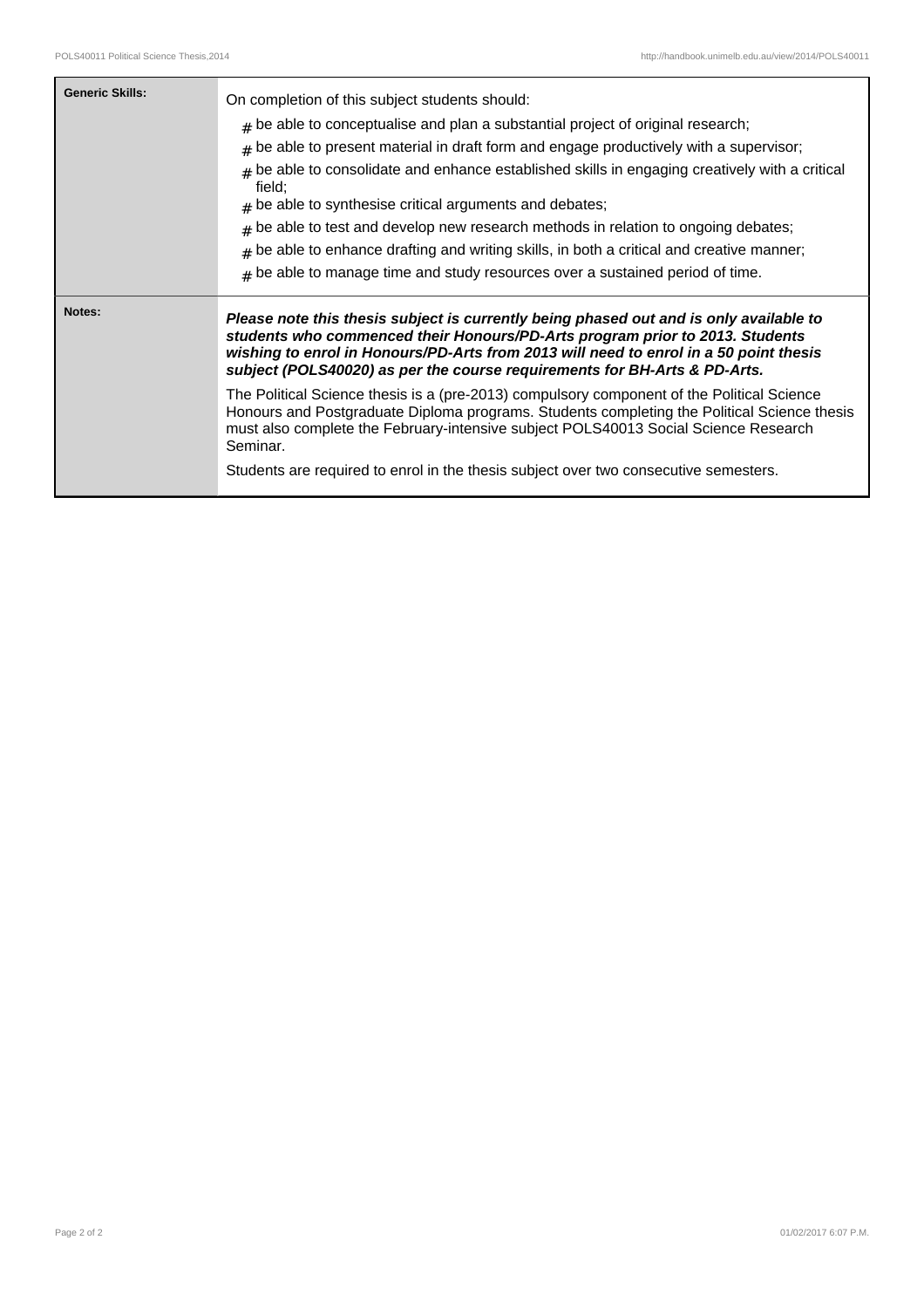| | |
|---|---|
| **Generic Skills:** | On completion of this subject students should:<br># be able to conceptualise and plan a substantial project of original research;<br># be able to present material in draft form and engage productively with a supervisor;<br># be able to consolidate and enhance established skills in engaging creatively with a critical field;<br># be able to synthesise critical arguments and debates;<br># be able to test and develop new research methods in relation to ongoing debates;<br># be able to enhance drafting and writing skills, in both a critical and creative manner;<br># be able to manage time and study resources over a sustained period of time. |
| **Notes:** | ***Please note this thesis subject is currently being phased out and is only available to students who commenced their Honours/PD-Arts program prior to 2013. Students wishing to enrol in Honours/PD-Arts from 2013 will need to enrol in a 50 point thesis subject (POLS40020) as per the course requirements for BH-Arts & PD-Arts.***<br><br>The Political Science thesis is a (pre-2013) compulsory component of the Political Science Honours and Postgraduate Diploma programs. Students completing the Political Science thesis must also complete the February-intensive subject POLS40013 Social Science Research Seminar.<br><br>Students are required to enrol in the thesis subject over two consecutive semesters. |